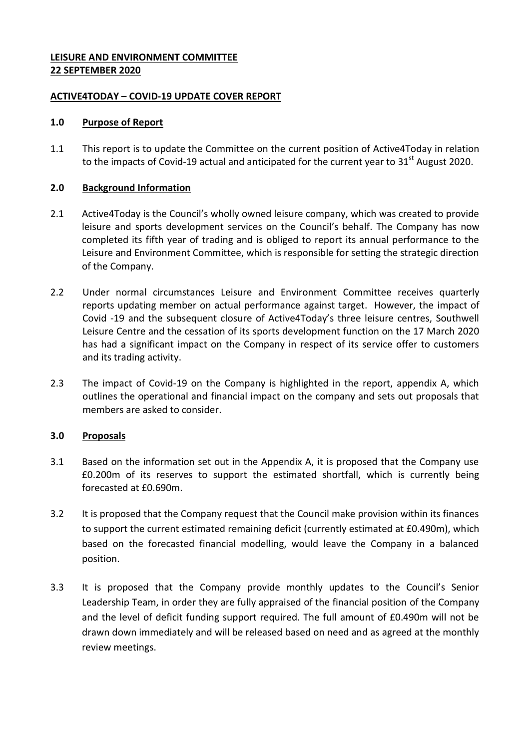**LEISURE AND ENVIRONMENT COMMITTEE**
**22 SEPTEMBER 2020**

**ACTIVE4TODAY – COVID-19 UPDATE COVER REPORT**

## 1.0 Purpose of Report

1.1 This report is to update the Committee on the current position of Active4Today in relation to the impacts of Covid-19 actual and anticipated for the current year to 31st August 2020.

## 2.0 Background Information

2.1 Active4Today is the Council's wholly owned leisure company, which was created to provide leisure and sports development services on the Council's behalf. The Company has now completed its fifth year of trading and is obliged to report its annual performance to the Leisure and Environment Committee, which is responsible for setting the strategic direction of the Company.

2.2 Under normal circumstances Leisure and Environment Committee receives quarterly reports updating member on actual performance against target. However, the impact of Covid -19 and the subsequent closure of Active4Today's three leisure centres, Southwell Leisure Centre and the cessation of its sports development function on the 17 March 2020 has had a significant impact on the Company in respect of its service offer to customers and its trading activity.

2.3 The impact of Covid-19 on the Company is highlighted in the report, appendix A, which outlines the operational and financial impact on the company and sets out proposals that members are asked to consider.

## 3.0 Proposals

3.1 Based on the information set out in the Appendix A, it is proposed that the Company use £0.200m of its reserves to support the estimated shortfall, which is currently being forecasted at £0.690m.

3.2 It is proposed that the Company request that the Council make provision within its finances to support the current estimated remaining deficit (currently estimated at £0.490m), which based on the forecasted financial modelling, would leave the Company in a balanced position.

3.3 It is proposed that the Company provide monthly updates to the Council's Senior Leadership Team, in order they are fully appraised of the financial position of the Company and the level of deficit funding support required. The full amount of £0.490m will not be drawn down immediately and will be released based on need and as agreed at the monthly review meetings.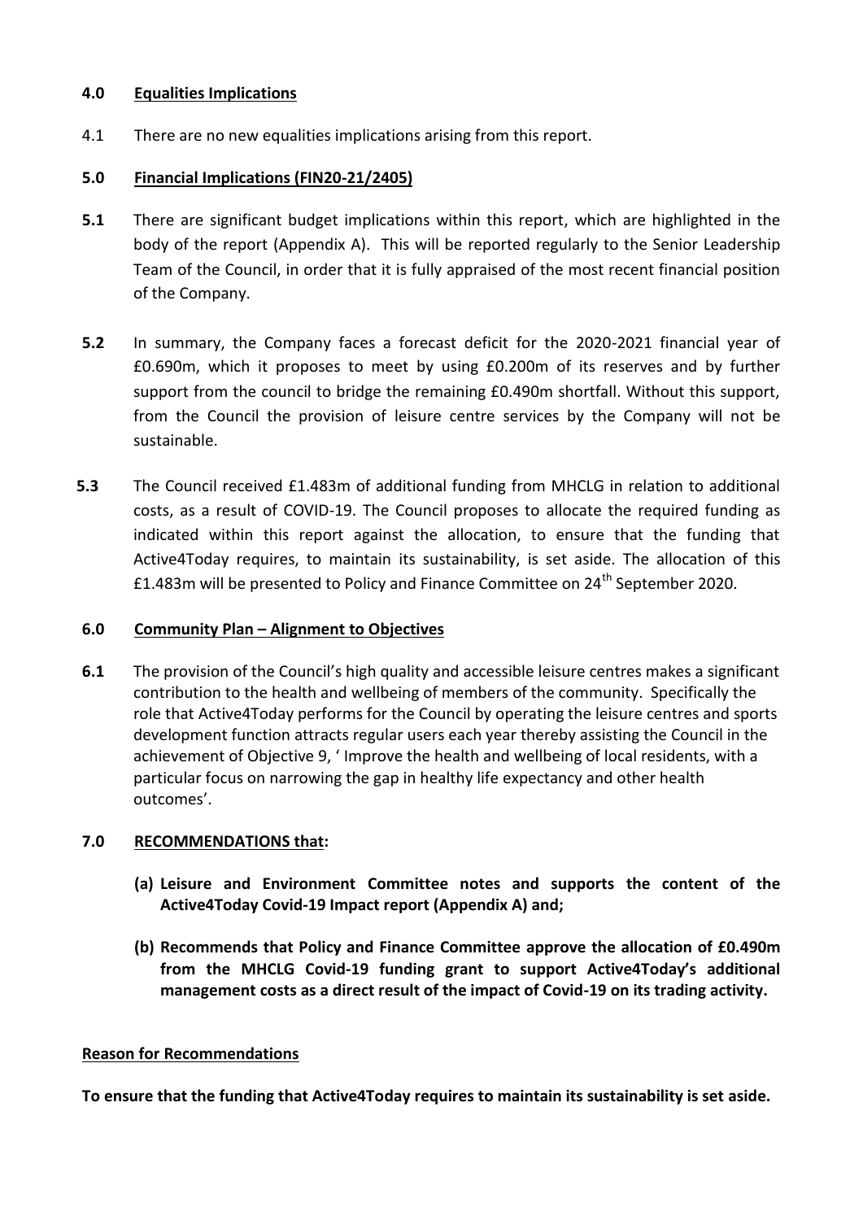## 4.0 Equalities Implications

4.1 There are no new equalities implications arising from this report.

## 5.0 Financial Implications (FIN20-21/2405)

**5.1** There are significant budget implications within this report, which are highlighted in the body of the report (Appendix A). This will be reported regularly to the Senior Leadership Team of the Council, in order that it is fully appraised of the most recent financial position of the Company.

**5.2** In summary, the Company faces a forecast deficit for the 2020-2021 financial year of £0.690m, which it proposes to meet by using £0.200m of its reserves and by further support from the council to bridge the remaining £0.490m shortfall. Without this support, from the Council the provision of leisure centre services by the Company will not be sustainable.

**5.3** The Council received £1.483m of additional funding from MHCLG in relation to additional costs, as a result of COVID-19. The Council proposes to allocate the required funding as indicated within this report against the allocation, to ensure that the funding that Active4Today requires, to maintain its sustainability, is set aside. The allocation of this £1.483m will be presented to Policy and Finance Committee on 24th September 2020.

## 6.0 Community Plan – Alignment to Objectives

**6.1** The provision of the Council's high quality and accessible leisure centres makes a significant contribution to the health and wellbeing of members of the community. Specifically the role that Active4Today performs for the Council by operating the leisure centres and sports development function attracts regular users each year thereby assisting the Council in the achievement of Objective 9, ' Improve the health and wellbeing of local residents, with a particular focus on narrowing the gap in healthy life expectancy and other health outcomes'.

## 7.0 RECOMMENDATIONS that:

**(a) Leisure and Environment Committee notes and supports the content of the Active4Today Covid-19 Impact report (Appendix A) and;**

**(b) Recommends that Policy and Finance Committee approve the allocation of £0.490m from the MHCLG Covid-19 funding grant to support Active4Today's additional management costs as a direct result of the impact of Covid-19 on its trading activity.**

**Reason for Recommendations**

**To ensure that the funding that Active4Today requires to maintain its sustainability is set aside.**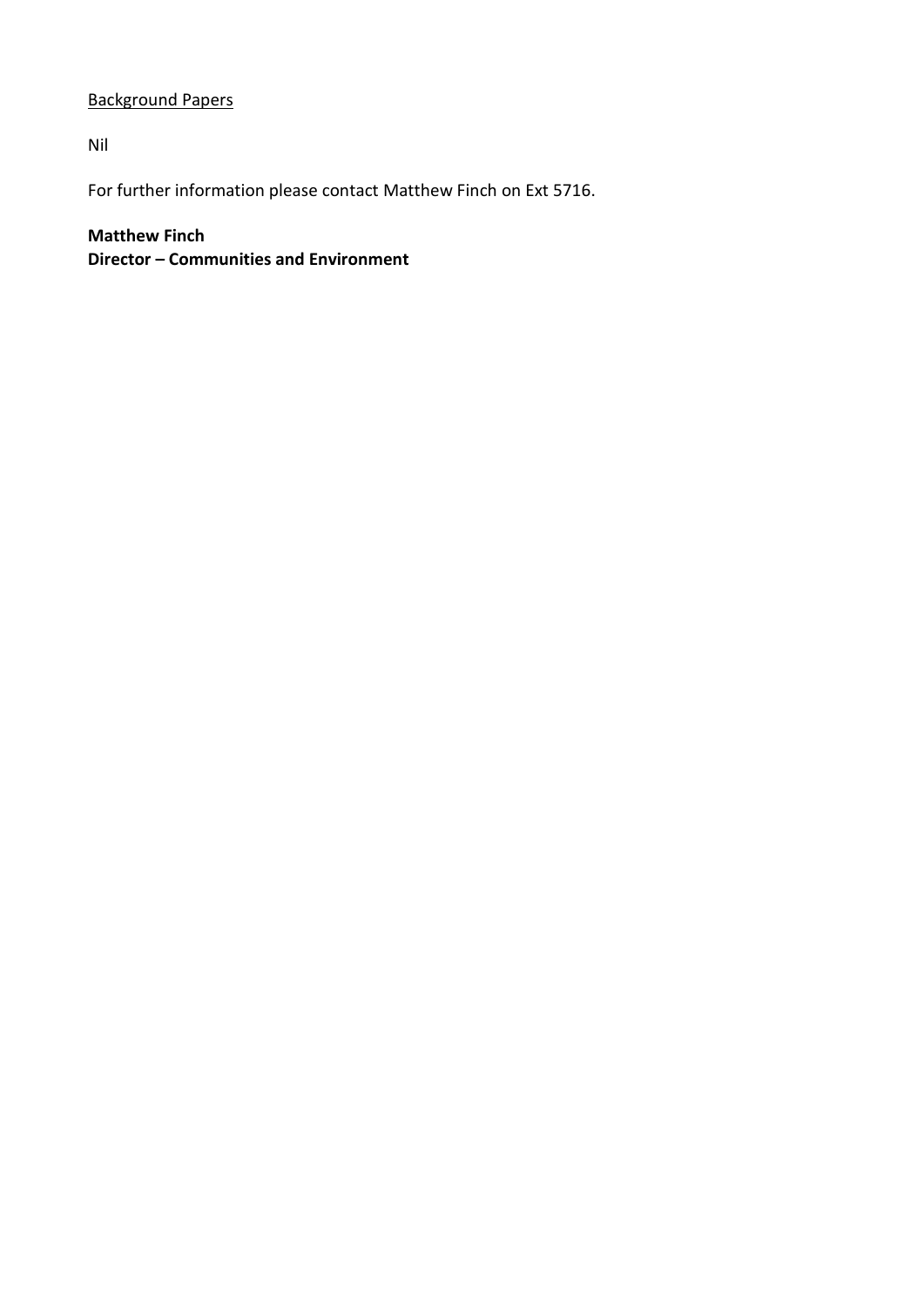Background Papers

Nil

For further information please contact Matthew Finch on Ext 5716.

**Matthew Finch**
**Director – Communities and Environment**